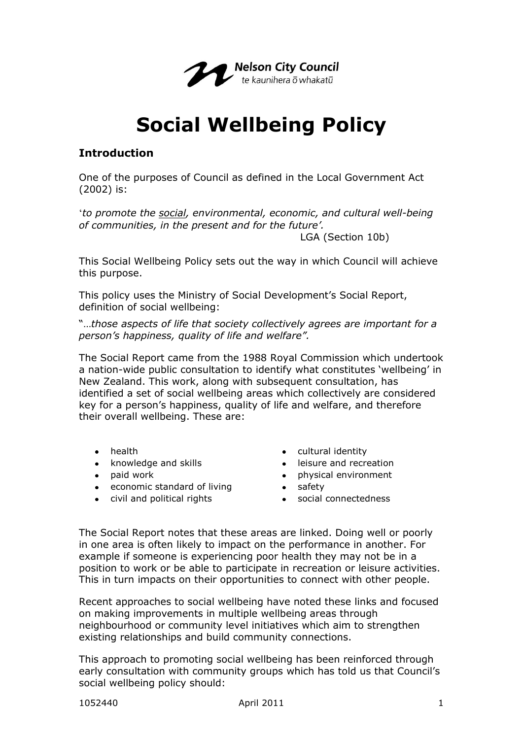Nelson City Council
te kaunihera ō whakatū

# Social Wellbeing Policy

## Introduction

One of the purposes of Council as defined in the Local Government Act (2002) is:

'*to promote the* <u>*social*</u>*, environmental, economic, and cultural well-being of communities, in the present and for the future'.*

LGA (Section 10b)

This Social Wellbeing Policy sets out the way in which Council will achieve this purpose.

This policy uses the Ministry of Social Development's Social Report, definition of social wellbeing:

"…*those aspects of life that society collectively agrees are important for a person's happiness, quality of life and welfare".*

The Social Report came from the 1988 Royal Commission which undertook a nation-wide public consultation to identify what constitutes 'wellbeing' in New Zealand. This work, along with subsequent consultation, has identified a set of social wellbeing areas which collectively are considered key for a person's happiness, quality of life and welfare, and therefore their overall wellbeing. These are:

- health
- knowledge and skills
- paid work
- economic standard of living
- civil and political rights
- cultural identity
- leisure and recreation
- physical environment
- safety
- social connectedness

The Social Report notes that these areas are linked. Doing well or poorly in one area is often likely to impact on the performance in another. For example if someone is experiencing poor health they may not be in a position to work or be able to participate in recreation or leisure activities. This in turn impacts on their opportunities to connect with other people.

Recent approaches to social wellbeing have noted these links and focused on making improvements in multiple wellbeing areas through neighbourhood or community level initiatives which aim to strengthen existing relationships and build community connections.

This approach to promoting social wellbeing has been reinforced through early consultation with community groups which has told us that Council's social wellbeing policy should: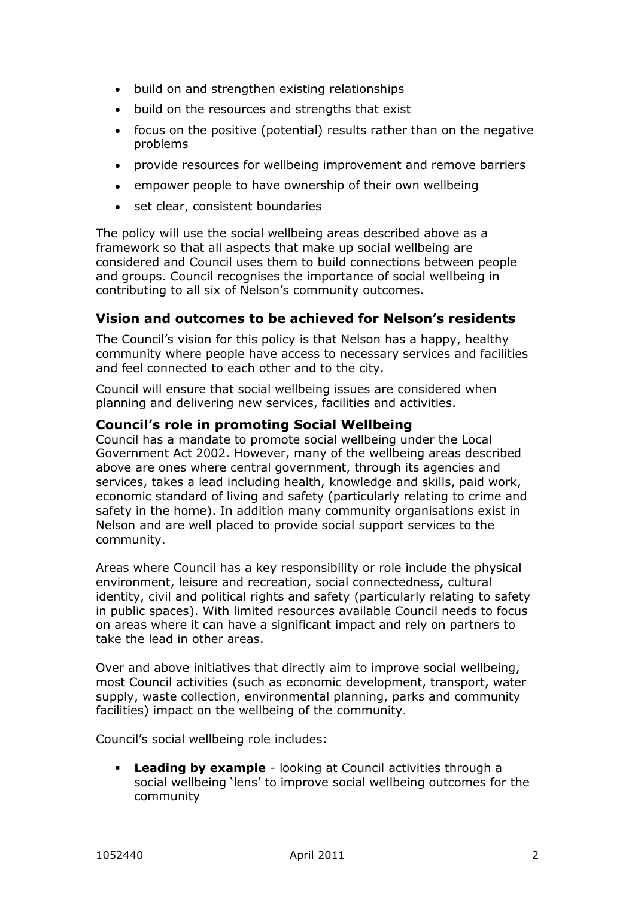- build on and strengthen existing relationships
- build on the resources and strengths that exist
- focus on the positive (potential) results rather than on the negative problems
- provide resources for wellbeing improvement and remove barriers
- empower people to have ownership of their own wellbeing
- set clear, consistent boundaries

The policy will use the social wellbeing areas described above as a framework so that all aspects that make up social wellbeing are considered and Council uses them to build connections between people and groups. Council recognises the importance of social wellbeing in contributing to all six of Nelson's community outcomes.

### Vision and outcomes to be achieved for Nelson's residents

The Council's vision for this policy is that Nelson has a happy, healthy community where people have access to necessary services and facilities and feel connected to each other and to the city.

Council will ensure that social wellbeing issues are considered when planning and delivering new services, facilities and activities.

### Council's role in promoting Social Wellbeing

Council has a mandate to promote social wellbeing under the Local Government Act 2002. However, many of the wellbeing areas described above are ones where central government, through its agencies and services, takes a lead including health, knowledge and skills, paid work, economic standard of living and safety (particularly relating to crime and safety in the home). In addition many community organisations exist in Nelson and are well placed to provide social support services to the community.

Areas where Council has a key responsibility or role include the physical environment, leisure and recreation, social connectedness, cultural identity, civil and political rights and safety (particularly relating to safety in public spaces). With limited resources available Council needs to focus on areas where it can have a significant impact and rely on partners to take the lead in other areas.

Over and above initiatives that directly aim to improve social wellbeing, most Council activities (such as economic development, transport, water supply, waste collection, environmental planning, parks and community facilities) impact on the wellbeing of the community.

Council's social wellbeing role includes:

- **Leading by example** - looking at Council activities through a social wellbeing 'lens' to improve social wellbeing outcomes for the community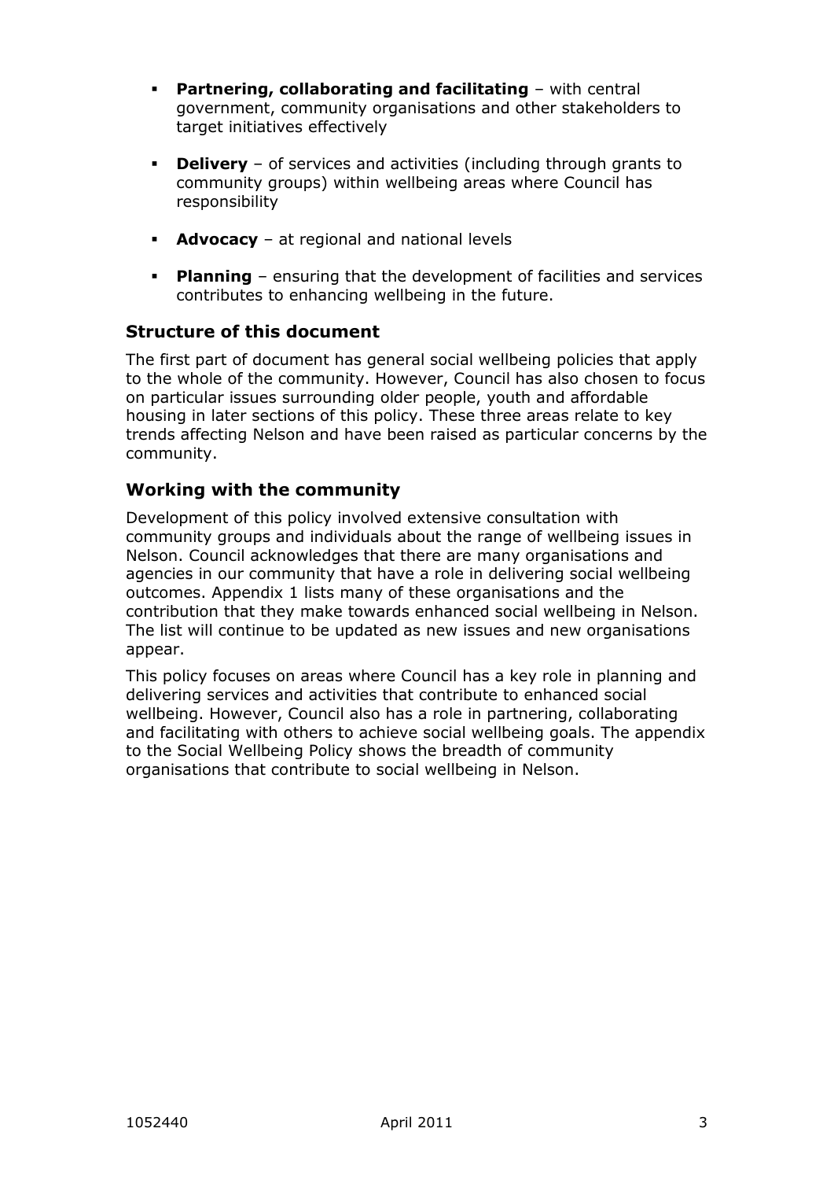- **Partnering, collaborating and facilitating** – with central government, community organisations and other stakeholders to target initiatives effectively
- **Delivery** – of services and activities (including through grants to community groups) within wellbeing areas where Council has responsibility
- **Advocacy** – at regional and national levels
- **Planning** – ensuring that the development of facilities and services contributes to enhancing wellbeing in the future.

## Structure of this document

The first part of document has general social wellbeing policies that apply to the whole of the community. However, Council has also chosen to focus on particular issues surrounding older people, youth and affordable housing in later sections of this policy. These three areas relate to key trends affecting Nelson and have been raised as particular concerns by the community.

## Working with the community

Development of this policy involved extensive consultation with community groups and individuals about the range of wellbeing issues in Nelson. Council acknowledges that there are many organisations and agencies in our community that have a role in delivering social wellbeing outcomes. Appendix 1 lists many of these organisations and the contribution that they make towards enhanced social wellbeing in Nelson. The list will continue to be updated as new issues and new organisations appear.

This policy focuses on areas where Council has a key role in planning and delivering services and activities that contribute to enhanced social wellbeing. However, Council also has a role in partnering, collaborating and facilitating with others to achieve social wellbeing goals. The appendix to the Social Wellbeing Policy shows the breadth of community organisations that contribute to social wellbeing in Nelson.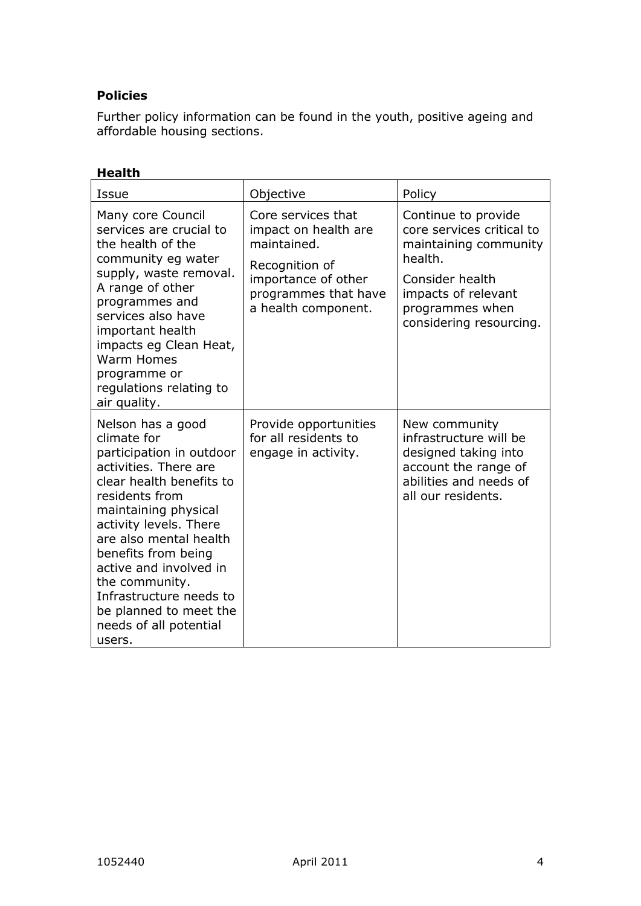### Policies

Further policy information can be found in the youth, positive ageing and affordable housing sections.

#### Health

| Issue | Objective | Policy |
|---|---|---|
| Many core Council services are crucial to the health of the community eg water supply, waste removal. A range of other programmes and services also have important health impacts eg Clean Heat, Warm Homes programme or regulations relating to air quality. | Core services that impact on health are maintained.<br><br>Recognition of importance of other programmes that have a health component. | Continue to provide core services critical to maintaining community health.<br><br>Consider health impacts of relevant programmes when considering resourcing. |
| Nelson has a good climate for participation in outdoor activities. There are clear health benefits to residents from maintaining physical activity levels. There are also mental health benefits from being active and involved in the community. Infrastructure needs to be planned to meet the needs of all potential users. | Provide opportunities for all residents to engage in activity. | New community infrastructure will be designed taking into account the range of abilities and needs of all our residents. |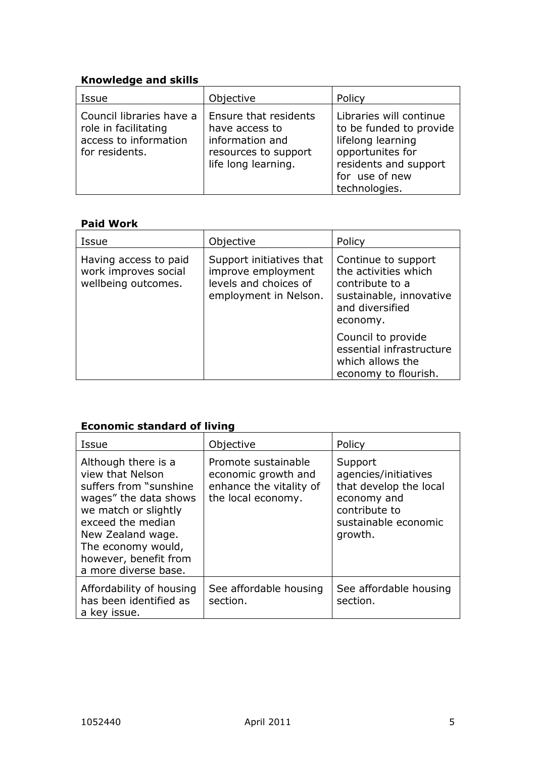**Knowledge and skills**

| Issue | Objective | Policy |
|---|---|---|
| Council libraries have a role in facilitating access to information for residents. | Ensure that residents have access to information and resources to support life long learning. | Libraries will continue to be funded to provide lifelong learning opportunites for residents and support for use of new technologies. |

**Paid Work**

| Issue | Objective | Policy |
|---|---|---|
| Having access to paid work improves social wellbeing outcomes. | Support initiatives that improve employment levels and choices of employment in Nelson. | Continue to support the activities which contribute to a sustainable, innovative and diversified economy.<br><br>Council to provide essential infrastructure which allows the economy to flourish. |

**Economic standard of living**

| Issue | Objective | Policy |
|---|---|---|
| Although there is a view that Nelson suffers from "sunshine wages" the data shows we match or slightly exceed the median New Zealand wage. The economy would, however, benefit from a more diverse base. | Promote sustainable economic growth and enhance the vitality of the local economy. | Support agencies/initiatives that develop the local economy and contribute to sustainable economic growth. |
| Affordability of housing has been identified as a key issue. | See affordable housing section. | See affordable housing section. |

1052440 April 2011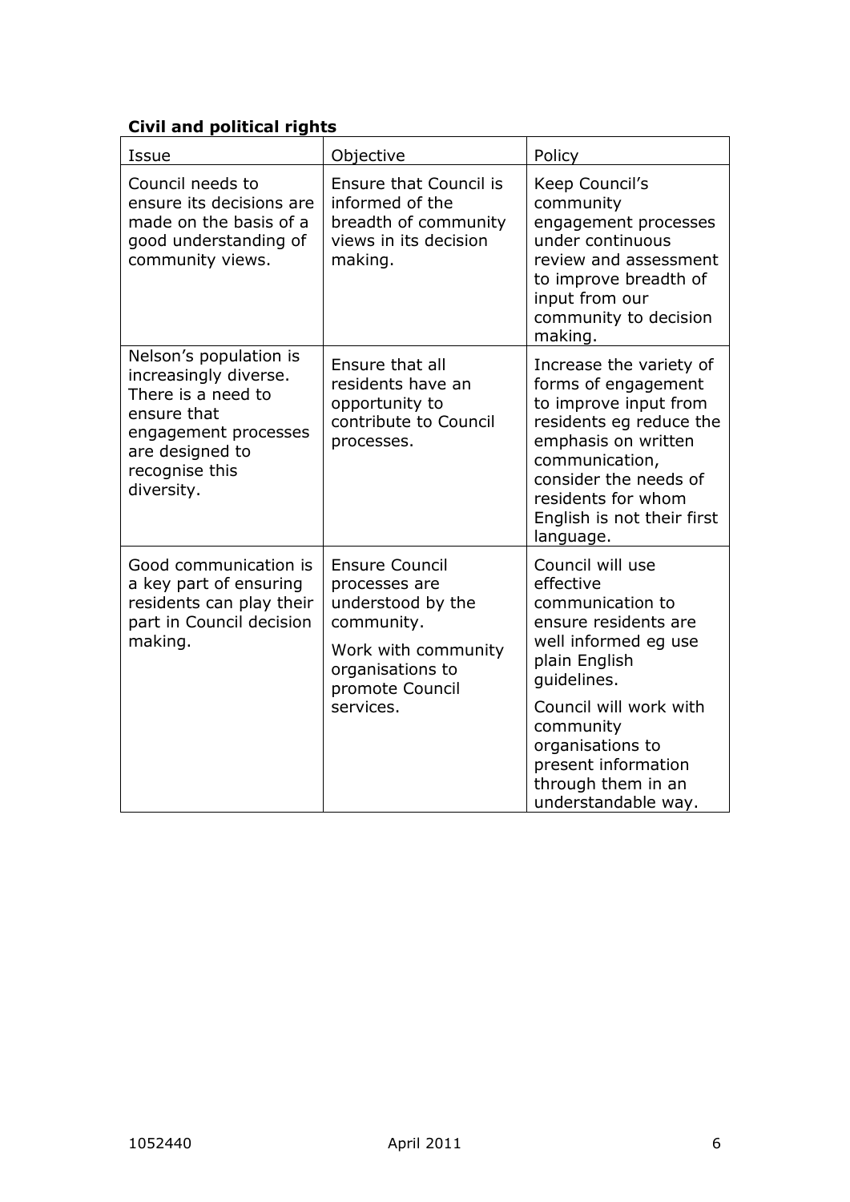**Civil and political rights**

| Issue | Objective | Policy |
|---|---|---|
| Council needs to ensure its decisions are made on the basis of a good understanding of community views. | Ensure that Council is informed of the breadth of community views in its decision making. | Keep Council's community engagement processes under continuous review and assessment to improve breadth of input from our community to decision making. |
| Nelson's population is increasingly diverse. There is a need to ensure that engagement processes are designed to recognise this diversity. | Ensure that all residents have an opportunity to contribute to Council processes. | Increase the variety of forms of engagement to improve input from residents eg reduce the emphasis on written communication, consider the needs of residents for whom English is not their first language. |
| Good communication is a key part of ensuring residents can play their part in Council decision making. | Ensure Council processes are understood by the community.<br><br>Work with community organisations to promote Council services. | Council will use effective communication to ensure residents are well informed eg use plain English guidelines.<br><br>Council will work with community organisations to present information through them in an understandable way. |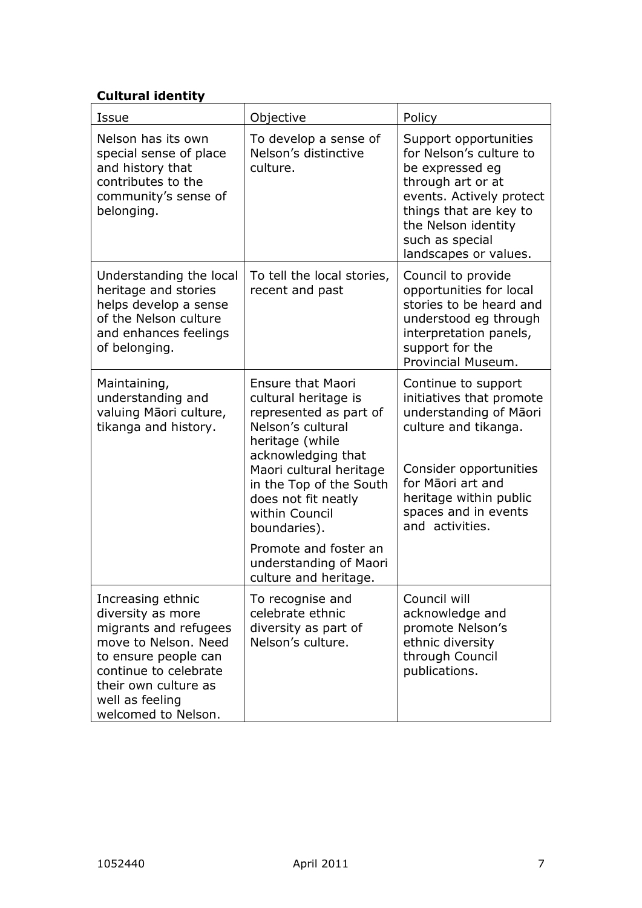**Cultural identity**

| Issue | Objective | Policy |
|---|---|---|
| Nelson has its own special sense of place and history that contributes to the community's sense of belonging. | To develop a sense of Nelson's distinctive culture. | Support opportunities for Nelson's culture to be expressed eg through art or at events. Actively protect things that are key to the Nelson identity such as special landscapes or values. |
| Understanding the local heritage and stories helps develop a sense of the Nelson culture and enhances feelings of belonging. | To tell the local stories, recent and past | Council to provide opportunities for local stories to be heard and understood eg through interpretation panels, support for the Provincial Museum. |
| Maintaining, understanding and valuing Māori culture, tikanga and history. | Ensure that Maori cultural heritage is represented as part of Nelson's cultural heritage (while acknowledging that Maori cultural heritage in the Top of the South does not fit neatly within Council boundaries).<br><br>Promote and foster an understanding of Maori culture and heritage. | Continue to support initiatives that promote understanding of Māori culture and tikanga.<br><br>Consider opportunities for Māori art and heritage within public spaces and in events and activities. |
| Increasing ethnic diversity as more migrants and refugees move to Nelson. Need to ensure people can continue to celebrate their own culture as well as feeling welcomed to Nelson. | To recognise and celebrate ethnic diversity as part of Nelson's culture. | Council will acknowledge and promote Nelson's ethnic diversity through Council publications. |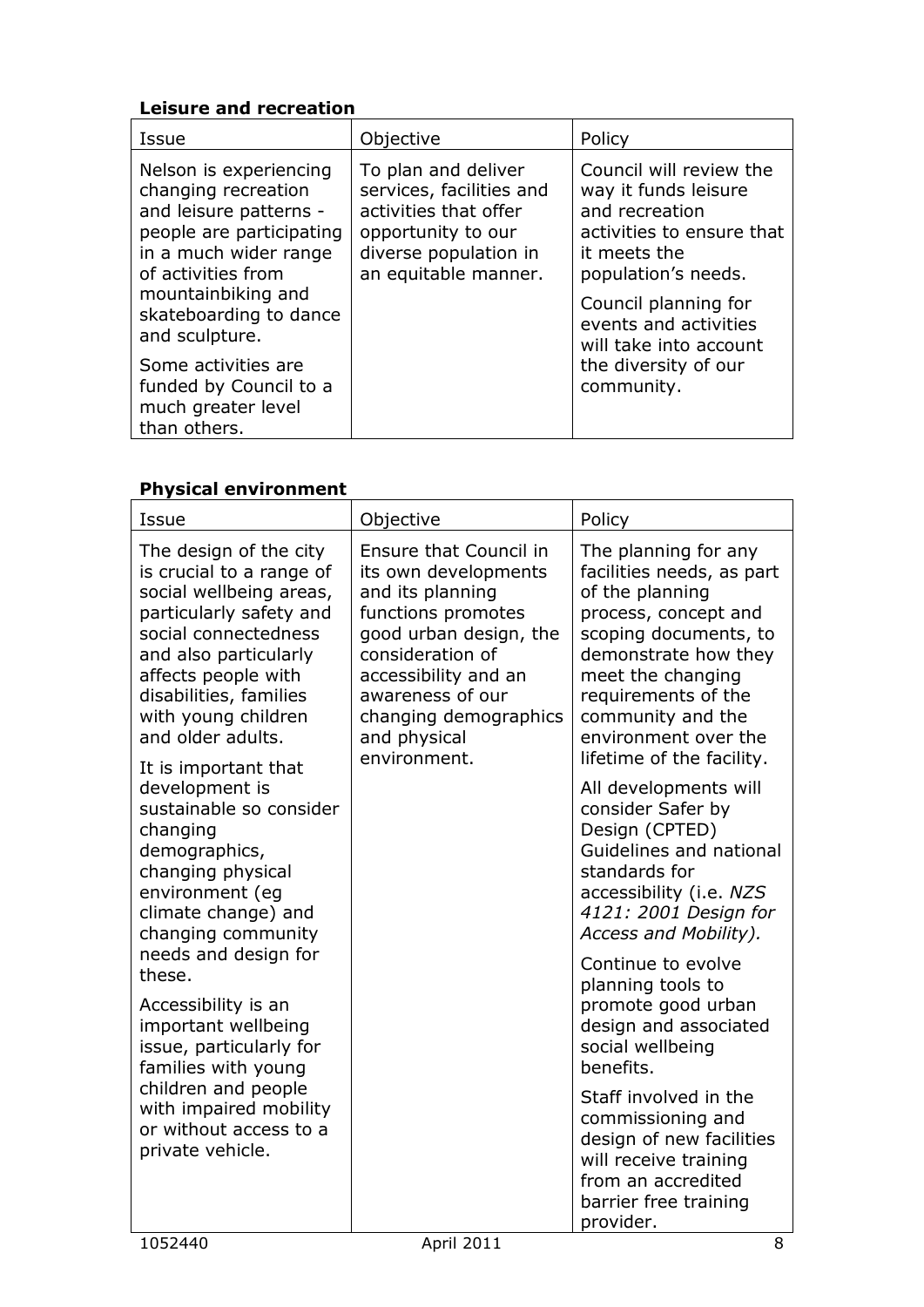**Leisure and recreation**

| Issue | Objective | Policy |
| --- | --- | --- |
| Nelson is experiencing changing recreation and leisure patterns - people are participating in a much wider range of activities from mountainbiking and skateboarding to dance and sculpture.<br><br>Some activities are funded by Council to a much greater level than others. | To plan and deliver services, facilities and activities that offer opportunity to our diverse population in an equitable manner. | Council will review the way it funds leisure and recreation activities to ensure that it meets the population's needs.<br><br>Council planning for events and activities will take into account the diversity of our community. |

**Physical environment**

| Issue | Objective | Policy |
| --- | --- | --- |
| The design of the city is crucial to a range of social wellbeing areas, particularly safety and social connectedness and also particularly affects people with disabilities, families with young children and older adults.<br><br>It is important that development is sustainable so consider changing demographics, changing physical environment (eg climate change) and changing community needs and design for these.<br><br>Accessibility is an important wellbeing issue, particularly for families with young children and people with impaired mobility or without access to a private vehicle. | Ensure that Council in its own developments and its planning functions promotes good urban design, the consideration of accessibility and an awareness of our changing demographics and physical environment. | The planning for any facilities needs, as part of the planning process, concept and scoping documents, to demonstrate how they meet the changing requirements of the community and the environment over the lifetime of the facility.<br><br>All developments will consider Safer by Design (CPTED) Guidelines and national standards for accessibility (i.e. *NZS 4121: 2001 Design for Access and Mobility).*<br><br>Continue to evolve planning tools to promote good urban design and associated social wellbeing benefits.<br><br>Staff involved in the commissioning and design of new facilities will receive training from an accredited barrier free training provider. |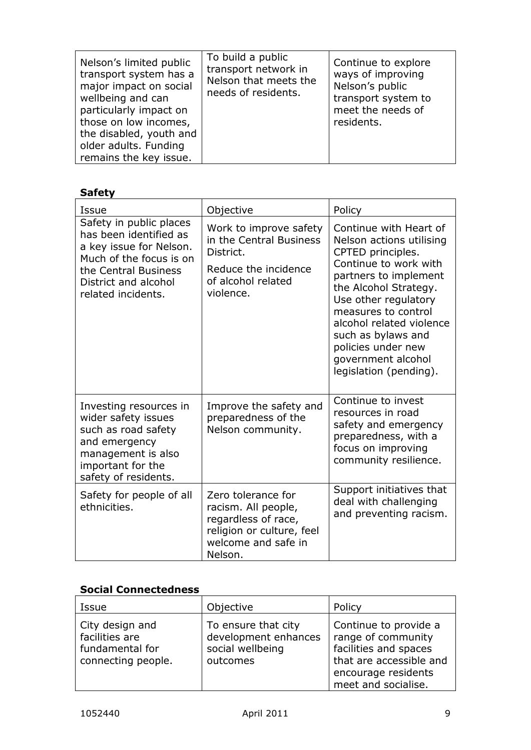| | | |
|---|---|---|
| Nelson's limited public transport system has a major impact on social wellbeing and can particularly impact on those on low incomes, the disabled, youth and older adults. Funding remains the key issue. | To build a public transport network in Nelson that meets the needs of residents. | Continue to explore ways of improving Nelson's public transport system to meet the needs of residents. |

**Safety**

| Issue | Objective | Policy |
|---|---|---|
| Safety in public places has been identified as a key issue for Nelson. Much of the focus is on the Central Business District and alcohol related incidents. | Work to improve safety in the Central Business District.<br><br>Reduce the incidence of alcohol related violence. | Continue with Heart of Nelson actions utilising CPTED principles. Continue to work with partners to implement the Alcohol Strategy. Use other regulatory measures to control alcohol related violence such as bylaws and policies under new government alcohol legislation (pending). |
| Investing resources in wider safety issues such as road safety and emergency management is also important for the safety of residents. | Improve the safety and preparedness of the Nelson community. | Continue to invest resources in road safety and emergency preparedness, with a focus on improving community resilience. |
| Safety for people of all ethnicities. | Zero tolerance for racism. All people, regardless of race, religion or culture, feel welcome and safe in Nelson. | Support initiatives that deal with challenging and preventing racism. |

**Social Connectedness**

| Issue | Objective | Policy |
|---|---|---|
| City design and facilities are fundamental for connecting people. | To ensure that city development enhances social wellbeing outcomes | Continue to provide a range of community facilities and spaces that are accessible and encourage residents meet and socialise. |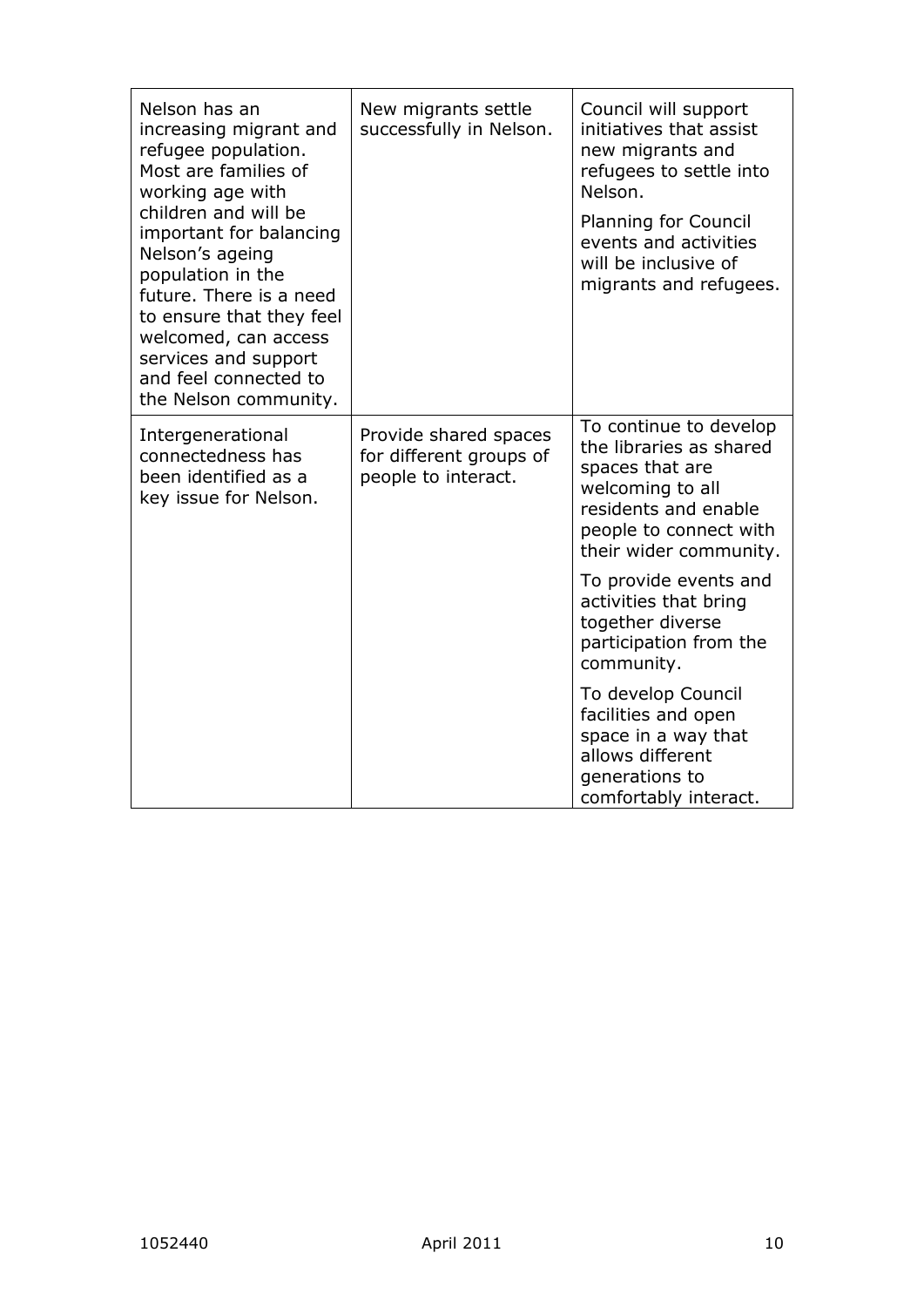| | | |
|---|---|---|
| Nelson has an increasing migrant and refugee population. Most are families of working age with children and will be important for balancing Nelson's ageing population in the future. There is a need to ensure that they feel welcomed, can access services and support and feel connected to the Nelson community. | New migrants settle successfully in Nelson. | Council will support initiatives that assist new migrants and refugees to settle into Nelson.<br><br>Planning for Council events and activities will be inclusive of migrants and refugees. |
| Intergenerational connectedness has been identified as a key issue for Nelson. | Provide shared spaces for different groups of people to interact. | To continue to develop the libraries as shared spaces that are welcoming to all residents and enable people to connect with their wider community.<br><br>To provide events and activities that bring together diverse participation from the community.<br><br>To develop Council facilities and open space in a way that allows different generations to comfortably interact. |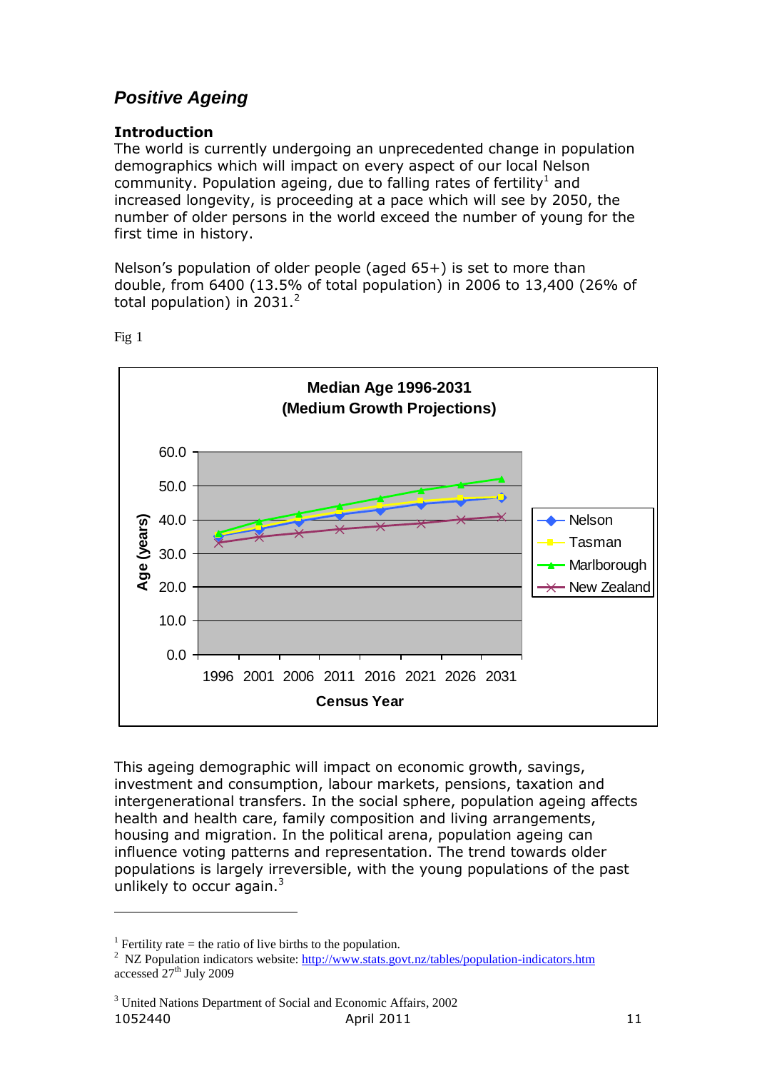## *Positive Ageing*

**Introduction**

The world is currently undergoing an unprecedented change in population demographics which will impact on every aspect of our local Nelson community. Population ageing, due to falling rates of fertility[1] and increased longevity, is proceeding at a pace which will see by 2050, the number of older persons in the world exceed the number of young for the first time in history.

Nelson's population of older people (aged 65+) is set to more than double, from 6400 (13.5% of total population) in 2006 to 13,400 (26% of total population) in 2031.[2]

Fig 1

**Median Age 1996-2031**
**(Medium Growth Projections)**

Age (years)

60.0
50.0
40.0
30.0
20.0
10.0
0.0

1996 2001 2006 2011 2016 2021 2026 2031

Census Year

Nelson
Tasman
Marlborough
New Zealand

This ageing demographic will impact on economic growth, savings, investment and consumption, labour markets, pensions, taxation and intergenerational transfers. In the social sphere, population ageing affects health and health care, family composition and living arrangements, housing and migration. In the political arena, population ageing can influence voting patterns and representation. The trend towards older populations is largely irreversible, with the young populations of the past unlikely to occur again.[3]

---

[1] Fertility rate = the ratio of live births to the population.

[2] NZ Population indicators website: http://www.stats.govt.nz/tables/population-indicators.htm accessed 27th July 2009

[3] United Nations Department of Social and Economic Affairs, 2002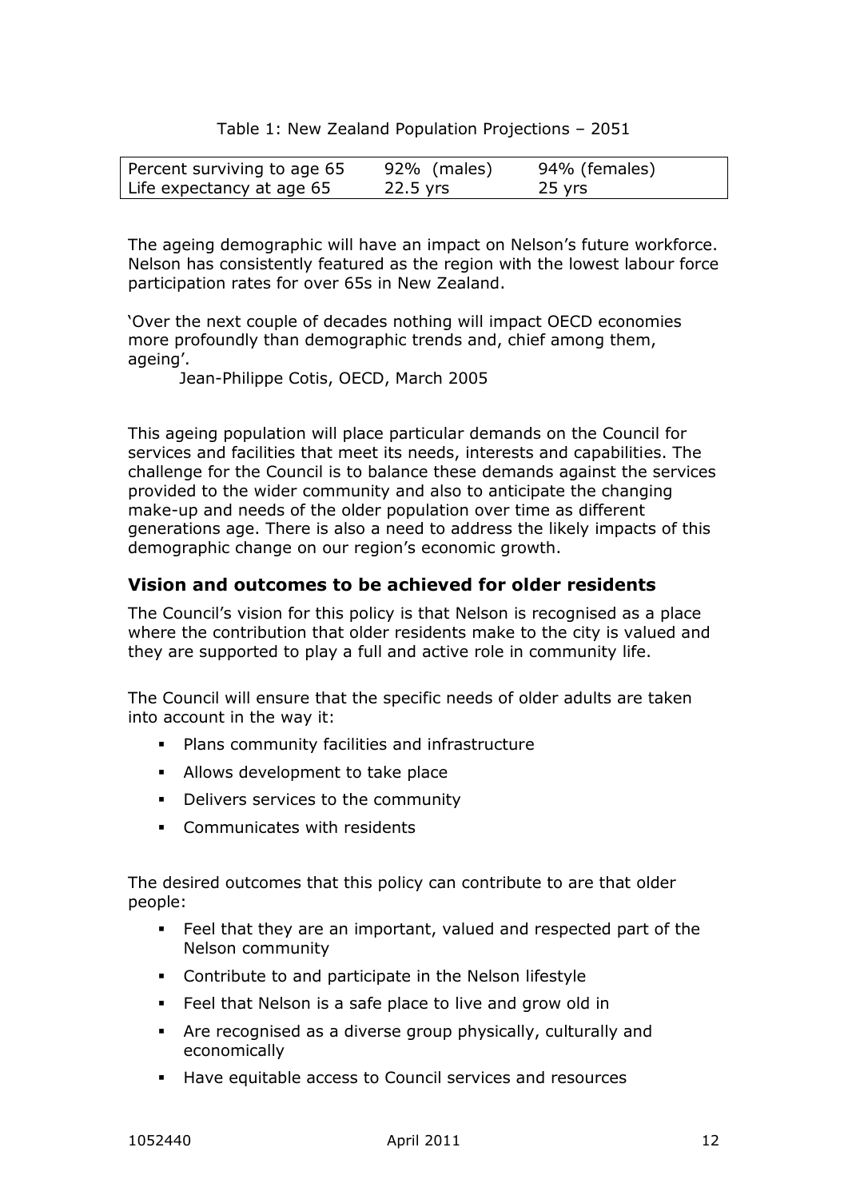Table 1: New Zealand Population Projections – 2051

| | | |
|---|---|---|
| Percent surviving to age 65 | 92% (males) | 94% (females) |
| Life expectancy at age 65 | 22.5 yrs | 25 yrs |

The ageing demographic will have an impact on Nelson's future workforce. Nelson has consistently featured as the region with the lowest labour force participation rates for over 65s in New Zealand.

'Over the next couple of decades nothing will impact OECD economies more profoundly than demographic trends and, chief among them, ageing'.

Jean-Philippe Cotis, OECD, March 2005

This ageing population will place particular demands on the Council for services and facilities that meet its needs, interests and capabilities. The challenge for the Council is to balance these demands against the services provided to the wider community and also to anticipate the changing make-up and needs of the older population over time as different generations age. There is also a need to address the likely impacts of this demographic change on our region's economic growth.

## Vision and outcomes to be achieved for older residents

The Council's vision for this policy is that Nelson is recognised as a place where the contribution that older residents make to the city is valued and they are supported to play a full and active role in community life.

The Council will ensure that the specific needs of older adults are taken into account in the way it:

- Plans community facilities and infrastructure
- Allows development to take place
- Delivers services to the community
- Communicates with residents

The desired outcomes that this policy can contribute to are that older people:

- Feel that they are an important, valued and respected part of the Nelson community
- Contribute to and participate in the Nelson lifestyle
- Feel that Nelson is a safe place to live and grow old in
- Are recognised as a diverse group physically, culturally and economically
- Have equitable access to Council services and resources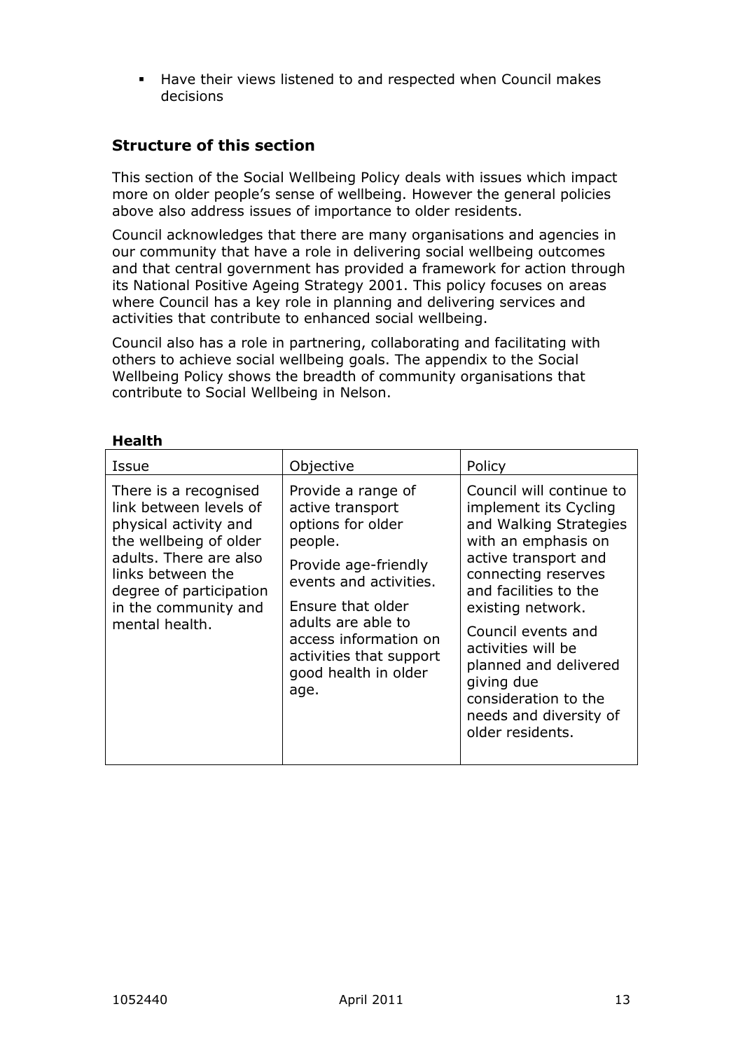- Have their views listened to and respected when Council makes decisions

### Structure of this section

This section of the Social Wellbeing Policy deals with issues which impact more on older people's sense of wellbeing. However the general policies above also address issues of importance to older residents.

Council acknowledges that there are many organisations and agencies in our community that have a role in delivering social wellbeing outcomes and that central government has provided a framework for action through its National Positive Ageing Strategy 2001. This policy focuses on areas where Council has a key role in planning and delivering services and activities that contribute to enhanced social wellbeing.

Council also has a role in partnering, collaborating and facilitating with others to achieve social wellbeing goals. The appendix to the Social Wellbeing Policy shows the breadth of community organisations that contribute to Social Wellbeing in Nelson.

**Health**

| Issue | Objective | Policy |
|---|---|---|
| There is a recognised link between levels of physical activity and the wellbeing of older adults. There are also links between the degree of participation in the community and mental health. | Provide a range of active transport options for older people.<br><br>Provide age-friendly events and activities.<br><br>Ensure that older adults are able to access information on activities that support good health in older age. | Council will continue to implement its Cycling and Walking Strategies with an emphasis on active transport and connecting reserves and facilities to the existing network.<br><br>Council events and activities will be planned and delivered giving due consideration to the needs and diversity of older residents. |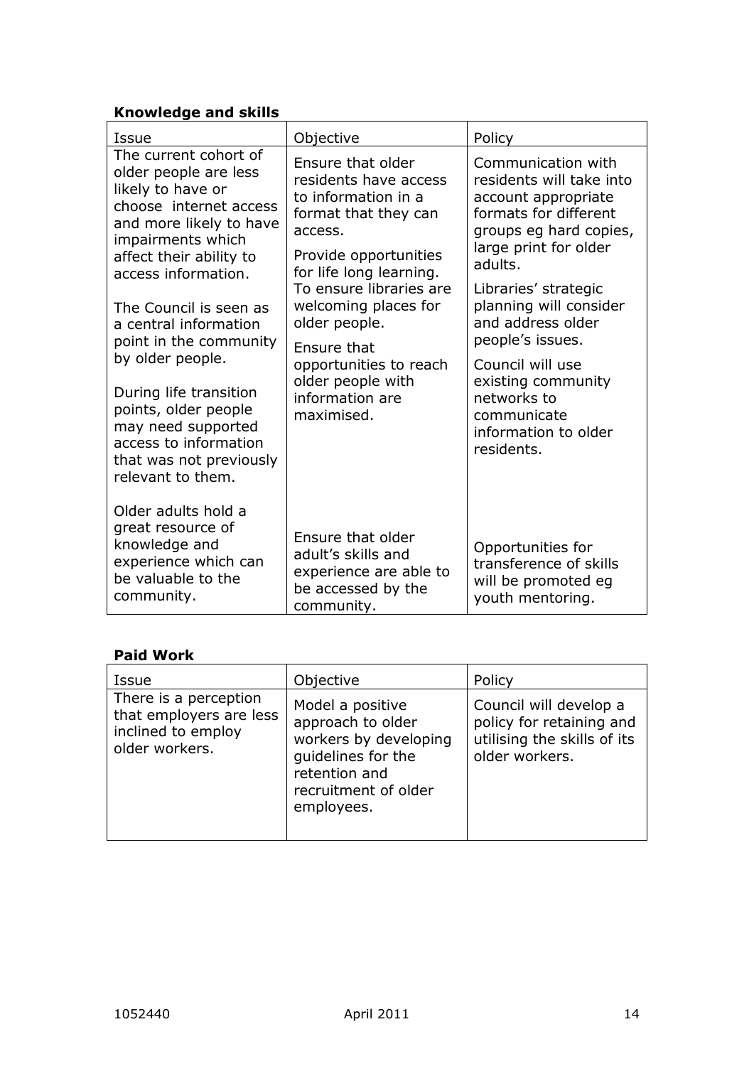**Knowledge and skills**

| Issue | Objective | Policy |
| --- | --- | --- |
| The current cohort of older people are less likely to have or choose internet access and more likely to have impairments which affect their ability to access information.<br><br>The Council is seen as a central information point in the community by older people.<br><br>During life transition points, older people may need supported access to information that was not previously relevant to them. | Ensure that older residents have access to information in a format that they can access.<br><br>Provide opportunities for life long learning. To ensure libraries are welcoming places for older people.<br><br>Ensure that opportunities to reach older people with information are maximised. | Communication with residents will take into account appropriate formats for different groups eg hard copies, large print for older adults.<br><br>Libraries' strategic planning will consider and address older people's issues.<br><br>Council will use existing community networks to communicate information to older residents. |
| Older adults hold a great resource of knowledge and experience which can be valuable to the community. | Ensure that older adult's skills and experience are able to be accessed by the community. | Opportunities for transference of skills will be promoted eg youth mentoring. |

**Paid Work**

| Issue | Objective | Policy |
| --- | --- | --- |
| There is a perception that employers are less inclined to employ older workers. | Model a positive approach to older workers by developing guidelines for the retention and recruitment of older employees. | Council will develop a policy for retaining and utilising the skills of its older workers. |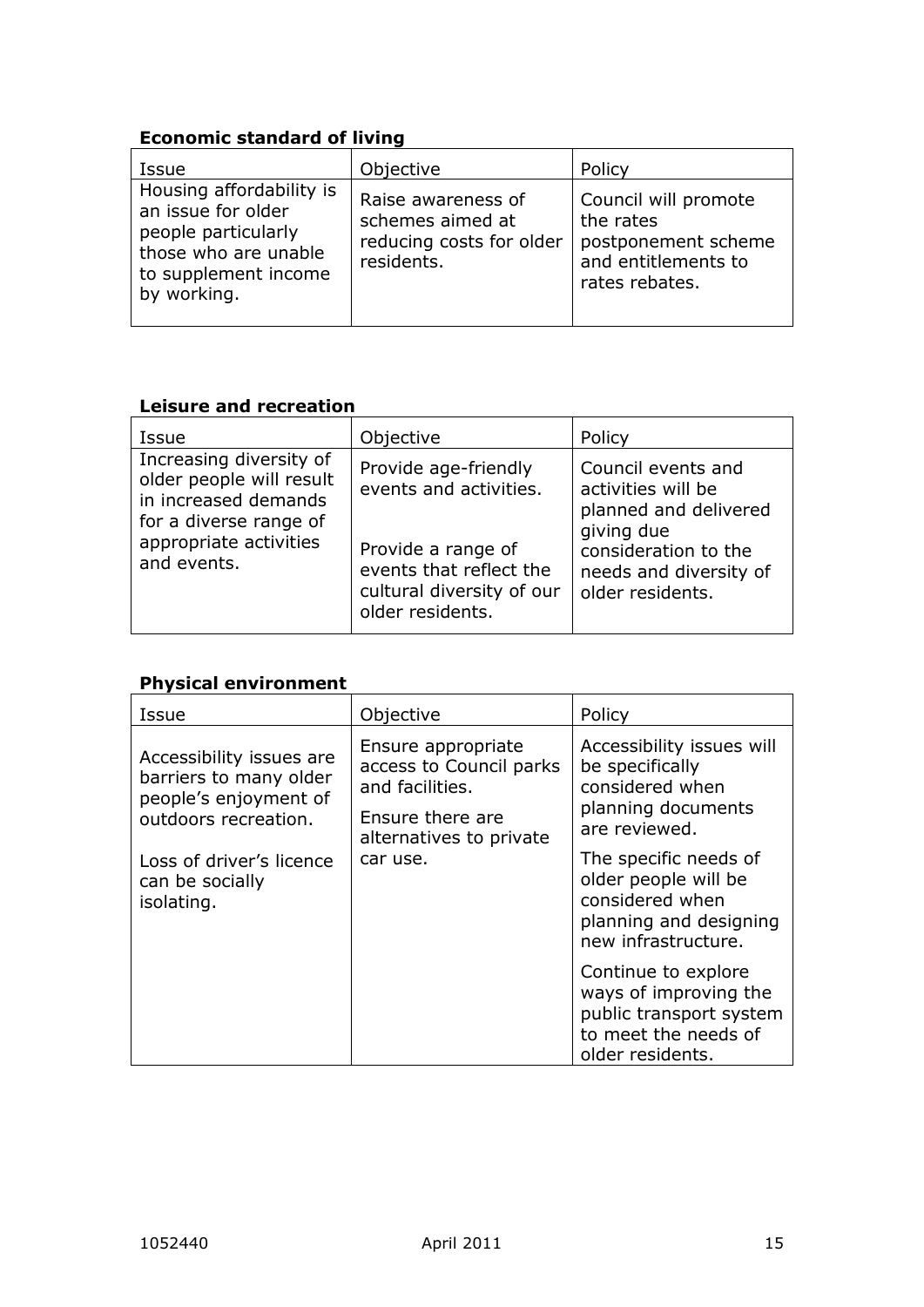**Economic standard of living**

| Issue | Objective | Policy |
|---|---|---|
| Housing affordability is an issue for older people particularly those who are unable to supplement income by working. | Raise awareness of schemes aimed at reducing costs for older residents. | Council will promote the rates postponement scheme and entitlements to rates rebates. |

**Leisure and recreation**

| Issue | Objective | Policy |
|---|---|---|
| Increasing diversity of older people will result in increased demands for a diverse range of appropriate activities and events. | Provide age-friendly events and activities.<br><br>Provide a range of events that reflect the cultural diversity of our older residents. | Council events and activities will be planned and delivered giving due consideration to the needs and diversity of older residents. |

**Physical environment**

| Issue | Objective | Policy |
|---|---|---|
| Accessibility issues are barriers to many older people's enjoyment of outdoors recreation.<br><br>Loss of driver's licence can be socially isolating. | Ensure appropriate access to Council parks and facilities.<br><br>Ensure there are alternatives to private car use. | Accessibility issues will be specifically considered when planning documents are reviewed.<br><br>The specific needs of older people will be considered when planning and designing new infrastructure.<br><br>Continue to explore ways of improving the public transport system to meet the needs of older residents. |

1052440 April 2011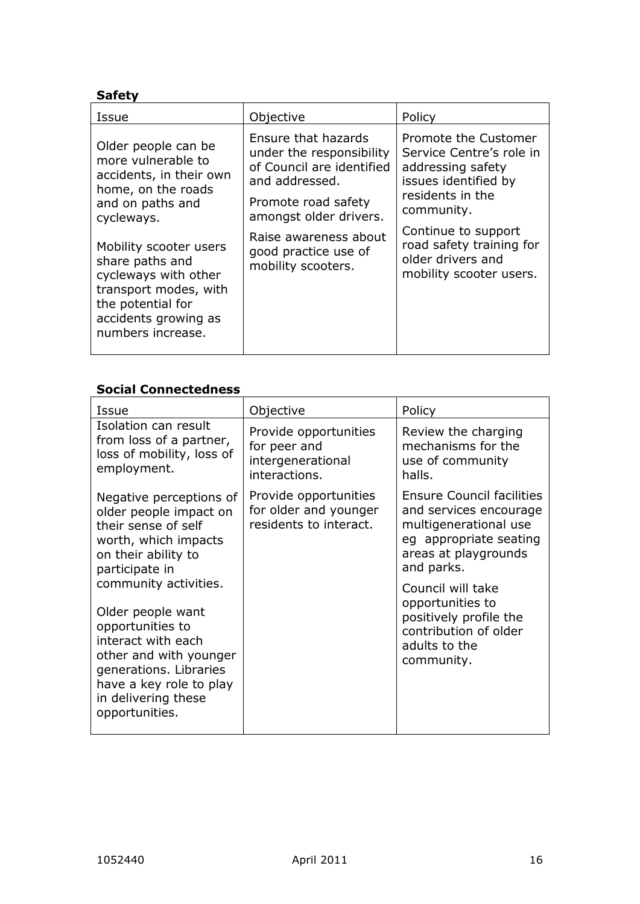**Safety**

| Issue | Objective | Policy |
| --- | --- | --- |
| Older people can be more vulnerable to accidents, in their own home, on the roads and on paths and cycleways.<br><br>Mobility scooter users share paths and cycleways with other transport modes, with the potential for accidents growing as numbers increase. | Ensure that hazards under the responsibility of Council are identified and addressed.<br><br>Promote road safety amongst older drivers.<br><br>Raise awareness about good practice use of mobility scooters. | Promote the Customer Service Centre's role in addressing safety issues identified by residents in the community.<br><br>Continue to support road safety training for older drivers and mobility scooter users. |

**Social Connectedness**

| Issue | Objective | Policy |
| --- | --- | --- |
| Isolation can result from loss of a partner, loss of mobility, loss of employment.<br><br>Negative perceptions of older people impact on their sense of self worth, which impacts on their ability to participate in community activities.<br><br>Older people want opportunities to interact with each other and with younger generations. Libraries have a key role to play in delivering these opportunities. | Provide opportunities for peer and intergenerational interactions.<br><br>Provide opportunities for older and younger residents to interact. | Review the charging mechanisms for the use of community halls.<br><br>Ensure Council facilities and services encourage multigenerational use eg appropriate seating areas at playgrounds and parks.<br><br>Council will take opportunities to positively profile the contribution of older adults to the community. |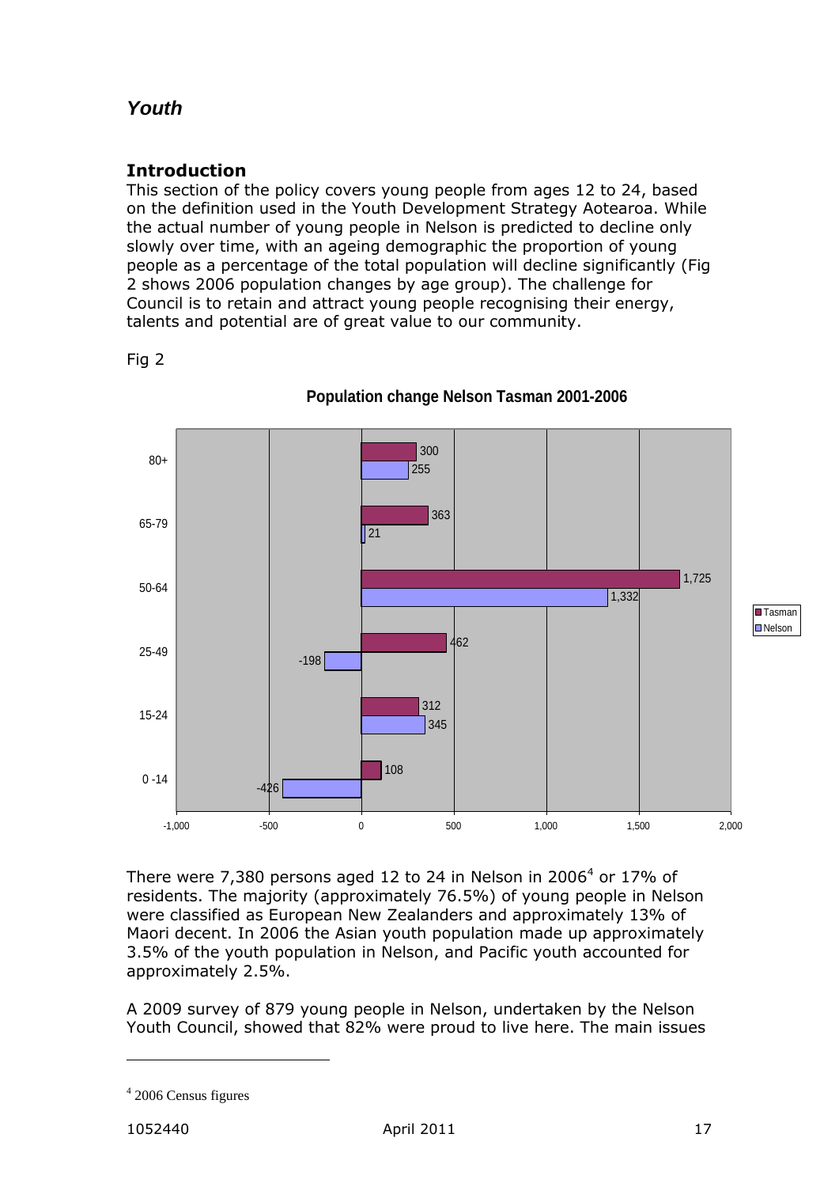## *Youth*

### Introduction

This section of the policy covers young people from ages 12 to 24, based on the definition used in the Youth Development Strategy Aotearoa. While the actual number of young people in Nelson is predicted to decline only slowly over time, with an ageing demographic the proportion of young people as a percentage of the total population will decline significantly (Fig 2 shows 2006 population changes by age group). The challenge for Council is to retain and attract young people recognising their energy, talents and potential are of great value to our community.

Fig 2

Population change Nelson Tasman 2001-2006

80+
300
255

65-79
363
21

50-64
1,725
1,332

25-49
462
-198

15-24
312
345

0 -14
108
-426

-1,000
-500
0
500
1,000
1,500
2,000

Tasman
Nelson

There were 7,380 persons aged 12 to 24 in Nelson in 2006[4] or 17% of residents. The majority (approximately 76.5%) of young people in Nelson were classified as European New Zealanders and approximately 13% of Maori decent. In 2006 the Asian youth population made up approximately 3.5% of the youth population in Nelson, and Pacific youth accounted for approximately 2.5%.

A 2009 survey of 879 young people in Nelson, undertaken by the Nelson Youth Council, showed that 82% were proud to live here. The main issues

[4] 2006 Census figures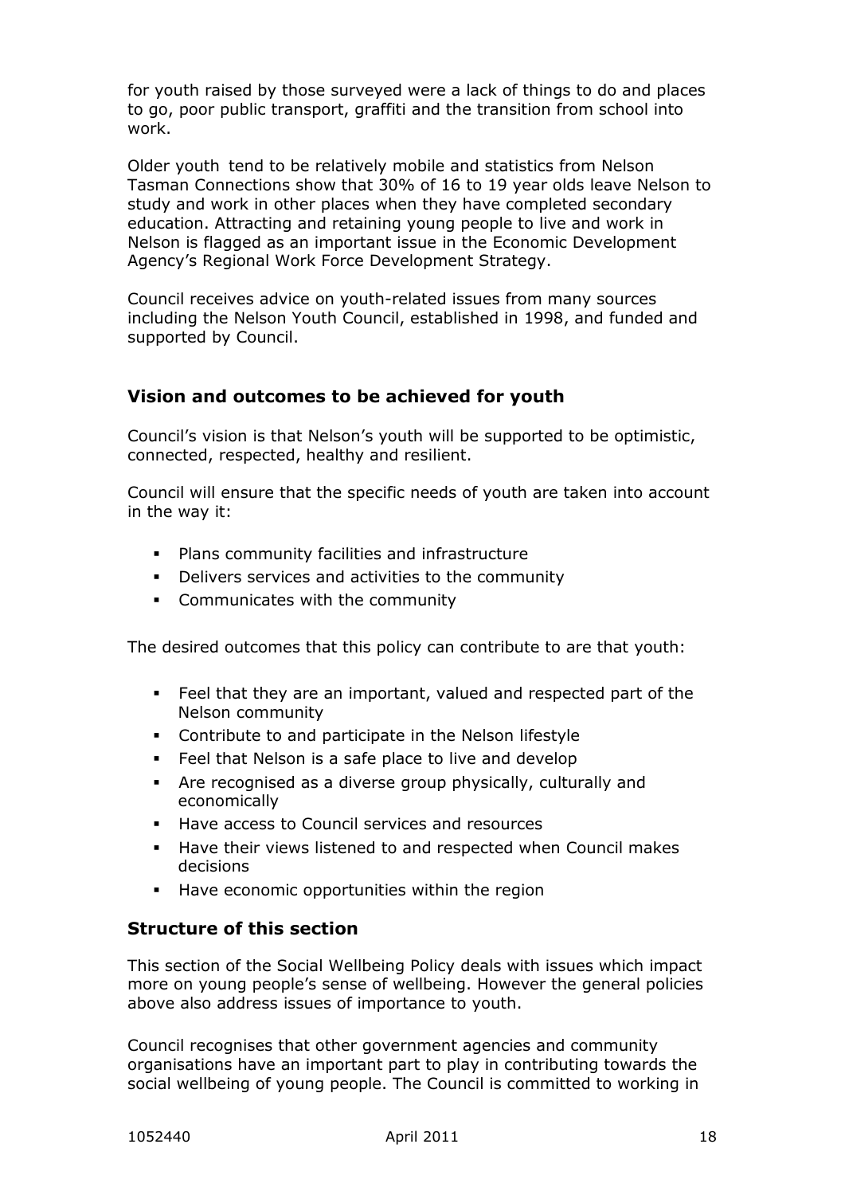for youth raised by those surveyed were a lack of things to do and places to go, poor public transport, graffiti and the transition from school into work.

Older youth tend to be relatively mobile and statistics from Nelson Tasman Connections show that 30% of 16 to 19 year olds leave Nelson to study and work in other places when they have completed secondary education. Attracting and retaining young people to live and work in Nelson is flagged as an important issue in the Economic Development Agency's Regional Work Force Development Strategy.

Council receives advice on youth-related issues from many sources including the Nelson Youth Council, established in 1998, and funded and supported by Council.

## Vision and outcomes to be achieved for youth

Council's vision is that Nelson's youth will be supported to be optimistic, connected, respected, healthy and resilient.

Council will ensure that the specific needs of youth are taken into account in the way it:

- Plans community facilities and infrastructure
- Delivers services and activities to the community
- Communicates with the community

The desired outcomes that this policy can contribute to are that youth:

- Feel that they are an important, valued and respected part of the Nelson community
- Contribute to and participate in the Nelson lifestyle
- Feel that Nelson is a safe place to live and develop
- Are recognised as a diverse group physically, culturally and economically
- Have access to Council services and resources
- Have their views listened to and respected when Council makes decisions
- Have economic opportunities within the region

## Structure of this section

This section of the Social Wellbeing Policy deals with issues which impact more on young people's sense of wellbeing. However the general policies above also address issues of importance to youth.

Council recognises that other government agencies and community organisations have an important part to play in contributing towards the social wellbeing of young people. The Council is committed to working in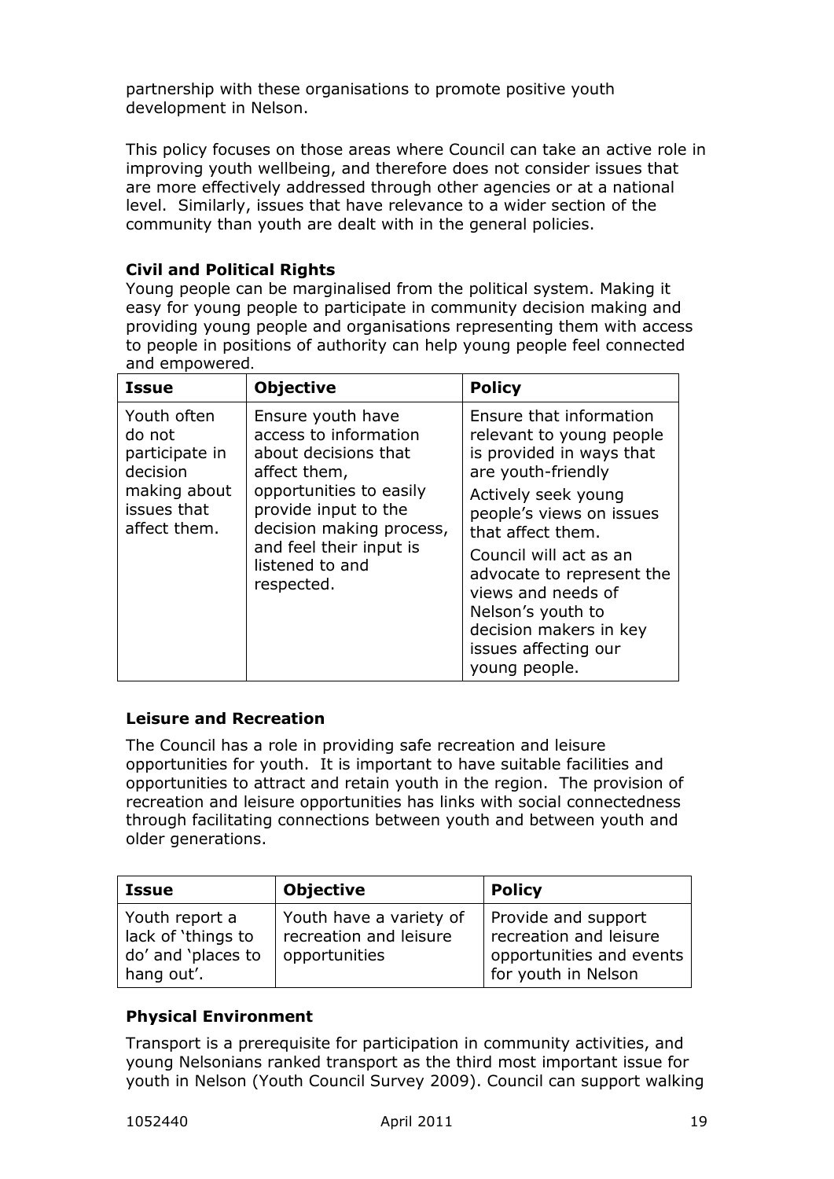partnership with these organisations to promote positive youth development in Nelson.

This policy focuses on those areas where Council can take an active role in improving youth wellbeing, and therefore does not consider issues that are more effectively addressed through other agencies or at a national level. Similarly, issues that have relevance to a wider section of the community than youth are dealt with in the general policies.

**Civil and Political Rights**

Young people can be marginalised from the political system. Making it easy for young people to participate in community decision making and providing young people and organisations representing them with access to people in positions of authority can help young people feel connected and empowered.

| Issue | Objective | Policy |
|---|---|---|
| Youth often do not participate in decision making about issues that affect them. | Ensure youth have access to information about decisions that affect them, opportunities to easily provide input to the decision making process, and feel their input is listened to and respected. | Ensure that information relevant to young people is provided in ways that are youth-friendly<br>Actively seek young people's views on issues that affect them.<br>Council will act as an advocate to represent the views and needs of Nelson's youth to decision makers in key issues affecting our young people. |

**Leisure and Recreation**

The Council has a role in providing safe recreation and leisure opportunities for youth. It is important to have suitable facilities and opportunities to attract and retain youth in the region. The provision of recreation and leisure opportunities has links with social connectedness through facilitating connections between youth and between youth and older generations.

| Issue | Objective | Policy |
|---|---|---|
| Youth report a lack of 'things to do' and 'places to hang out'. | Youth have a variety of recreation and leisure opportunities | Provide and support recreation and leisure opportunities and events for youth in Nelson |

**Physical Environment**

Transport is a prerequisite for participation in community activities, and young Nelsonians ranked transport as the third most important issue for youth in Nelson (Youth Council Survey 2009). Council can support walking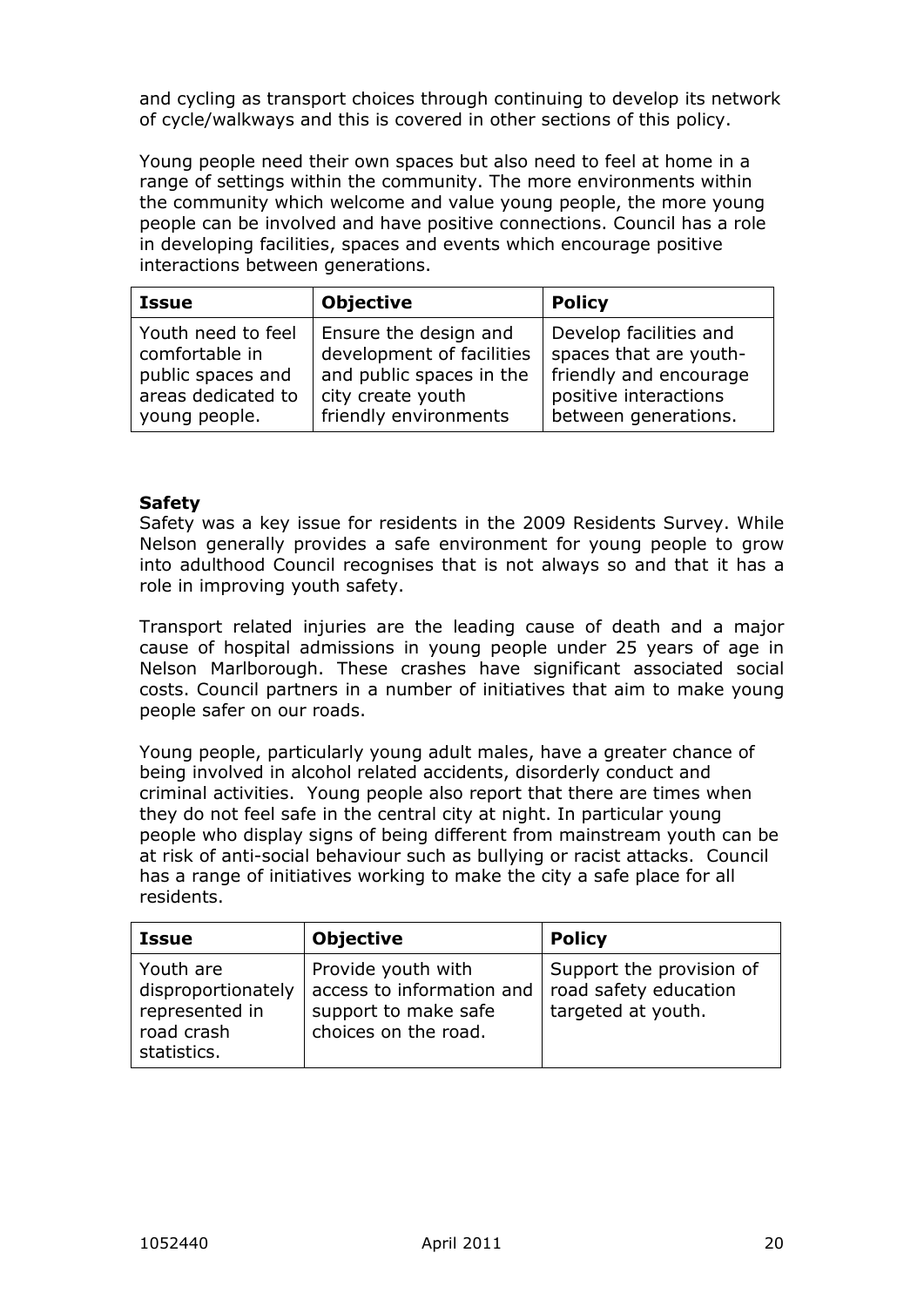and cycling as transport choices through continuing to develop its network of cycle/walkways and this is covered in other sections of this policy.

Young people need their own spaces but also need to feel at home in a range of settings within the community. The more environments within the community which welcome and value young people, the more young people can be involved and have positive connections. Council has a role in developing facilities, spaces and events which encourage positive interactions between generations.

| Issue | Objective | Policy |
| --- | --- | --- |
| Youth need to feel comfortable in public spaces and areas dedicated to young people. | Ensure the design and development of facilities and public spaces in the city create youth friendly environments | Develop facilities and spaces that are youth-friendly and encourage positive interactions between generations. |

**Safety**

Safety was a key issue for residents in the 2009 Residents Survey. While Nelson generally provides a safe environment for young people to grow into adulthood Council recognises that is not always so and that it has a role in improving youth safety.

Transport related injuries are the leading cause of death and a major cause of hospital admissions in young people under 25 years of age in Nelson Marlborough. These crashes have significant associated social costs. Council partners in a number of initiatives that aim to make young people safer on our roads.

Young people, particularly young adult males, have a greater chance of being involved in alcohol related accidents, disorderly conduct and criminal activities. Young people also report that there are times when they do not feel safe in the central city at night. In particular young people who display signs of being different from mainstream youth can be at risk of anti-social behaviour such as bullying or racist attacks. Council has a range of initiatives working to make the city a safe place for all residents.

| Issue | Objective | Policy |
| --- | --- | --- |
| Youth are disproportionately represented in road crash statistics. | Provide youth with access to information and support to make safe choices on the road. | Support the provision of road safety education targeted at youth. |

1052440 April 2011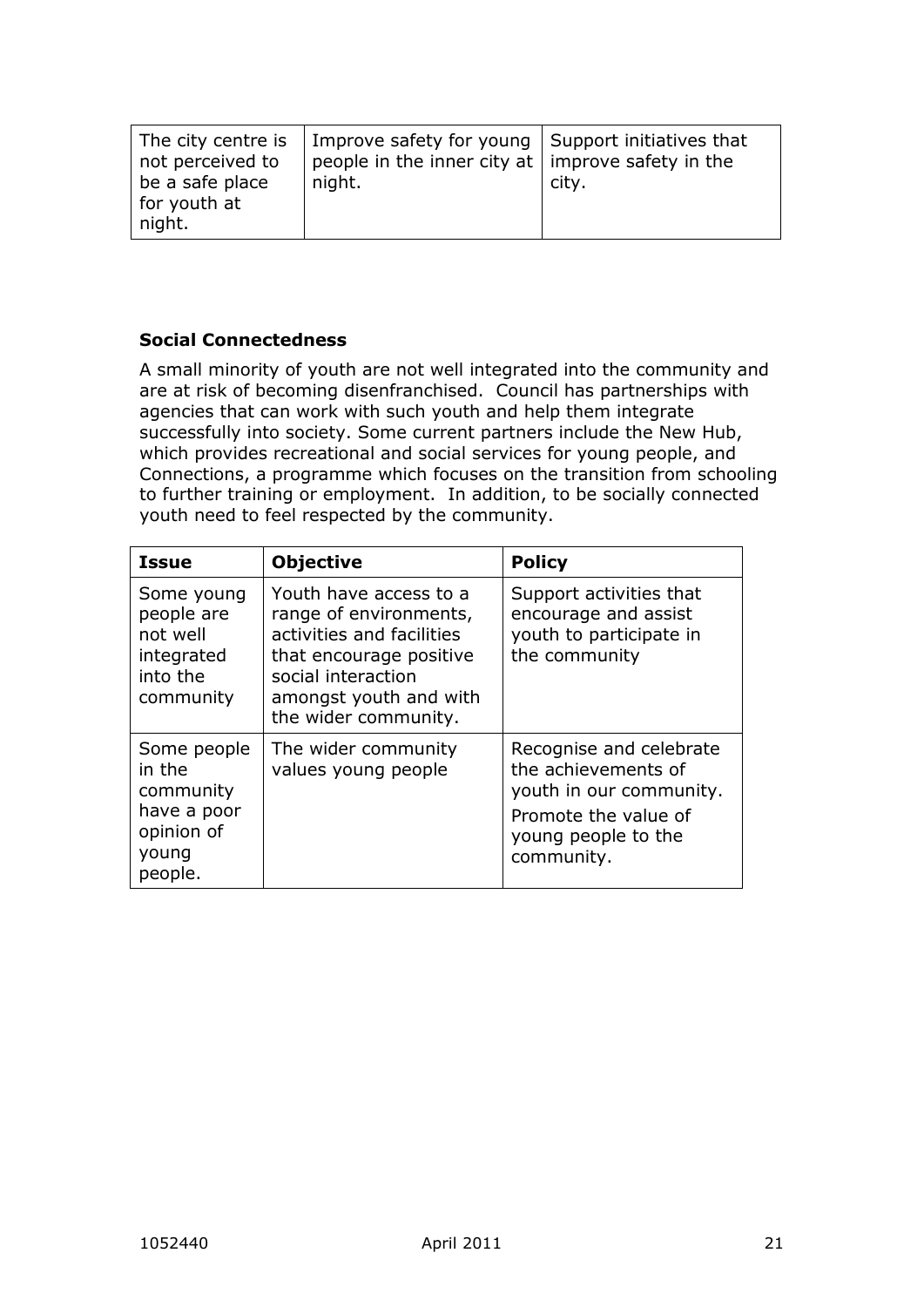| | | |
|---|---|---|
| The city centre is not perceived to be a safe place for youth at night. | Improve safety for young people in the inner city at night. | Support initiatives that improve safety in the city. |

### Social Connectedness

A small minority of youth are not well integrated into the community and are at risk of becoming disenfranchised. Council has partnerships with agencies that can work with such youth and help them integrate successfully into society. Some current partners include the New Hub, which provides recreational and social services for young people, and Connections, a programme which focuses on the transition from schooling to further training or employment. In addition, to be socially connected youth need to feel respected by the community.

| **Issue** | **Objective** | **Policy** |
|---|---|---|
| Some young people are not well integrated into the community | Youth have access to a range of environments, activities and facilities that encourage positive social interaction amongst youth and with the wider community. | Support activities that encourage and assist youth to participate in the community |
| Some people in the community have a poor opinion of young people. | The wider community values young people | Recognise and celebrate the achievements of youth in our community. Promote the value of young people to the community. |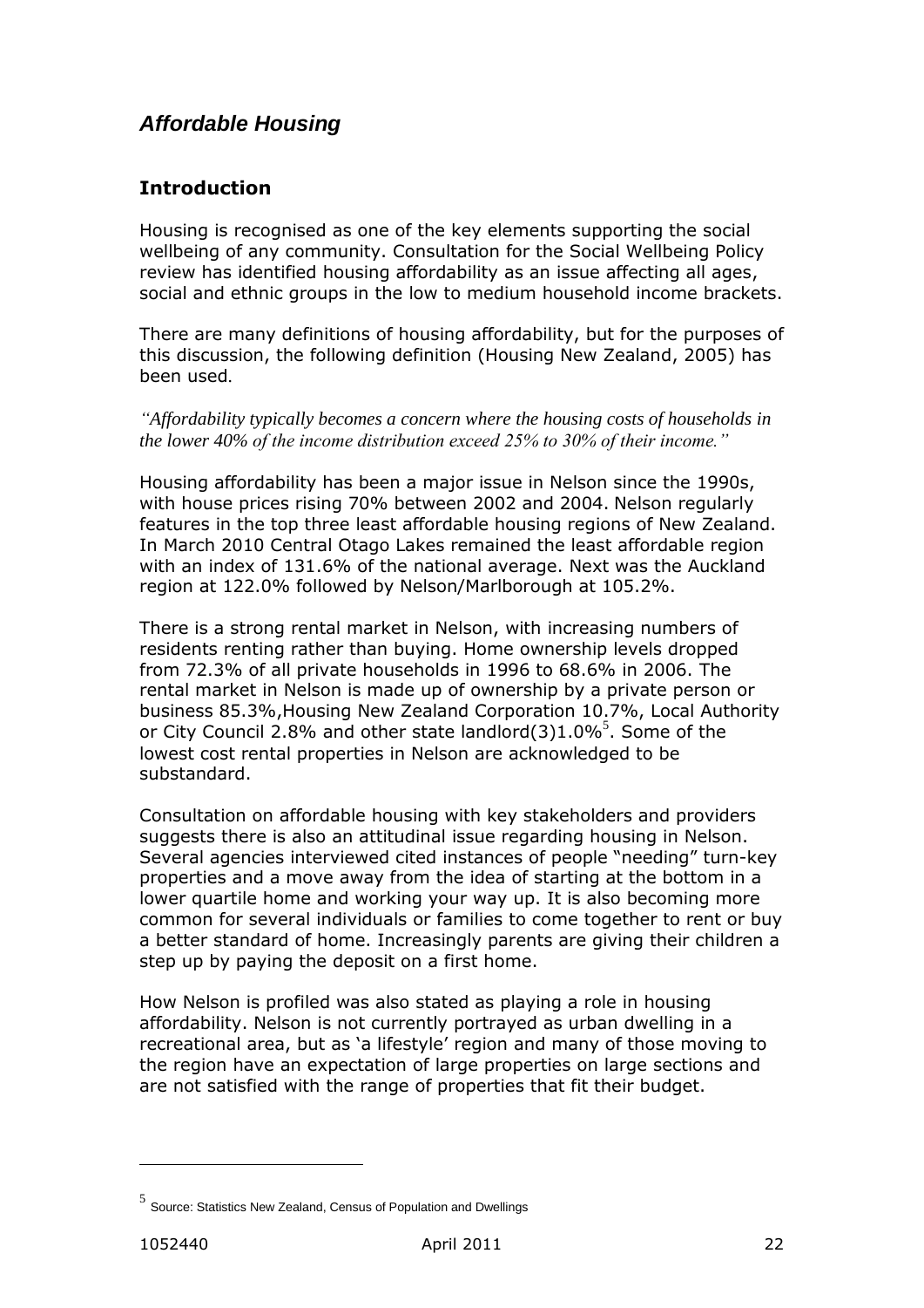## *Affordable Housing*

### Introduction

Housing is recognised as one of the key elements supporting the social wellbeing of any community. Consultation for the Social Wellbeing Policy review has identified housing affordability as an issue affecting all ages, social and ethnic groups in the low to medium household income brackets.

There are many definitions of housing affordability, but for the purposes of this discussion, the following definition (Housing New Zealand, 2005) has been used.

*"Affordability typically becomes a concern where the housing costs of households in the lower 40% of the income distribution exceed 25% to 30% of their income."*

Housing affordability has been a major issue in Nelson since the 1990s, with house prices rising 70% between 2002 and 2004. Nelson regularly features in the top three least affordable housing regions of New Zealand. In March 2010 Central Otago Lakes remained the least affordable region with an index of 131.6% of the national average. Next was the Auckland region at 122.0% followed by Nelson/Marlborough at 105.2%.

There is a strong rental market in Nelson, with increasing numbers of residents renting rather than buying. Home ownership levels dropped from 72.3% of all private households in 1996 to 68.6% in 2006. The rental market in Nelson is made up of ownership by a private person or business 85.3%,Housing New Zealand Corporation 10.7%, Local Authority or City Council 2.8% and other state landlord(3)1.0%[5]. Some of the lowest cost rental properties in Nelson are acknowledged to be substandard.

Consultation on affordable housing with key stakeholders and providers suggests there is also an attitudinal issue regarding housing in Nelson. Several agencies interviewed cited instances of people "needing" turn-key properties and a move away from the idea of starting at the bottom in a lower quartile home and working your way up. It is also becoming more common for several individuals or families to come together to rent or buy a better standard of home. Increasingly parents are giving their children a step up by paying the deposit on a first home.

How Nelson is profiled was also stated as playing a role in housing affordability. Nelson is not currently portrayed as urban dwelling in a recreational area, but as 'a lifestyle' region and many of those moving to the region have an expectation of large properties on large sections and are not satisfied with the range of properties that fit their budget.

---

[5] Source: Statistics New Zealand, Census of Population and Dwellings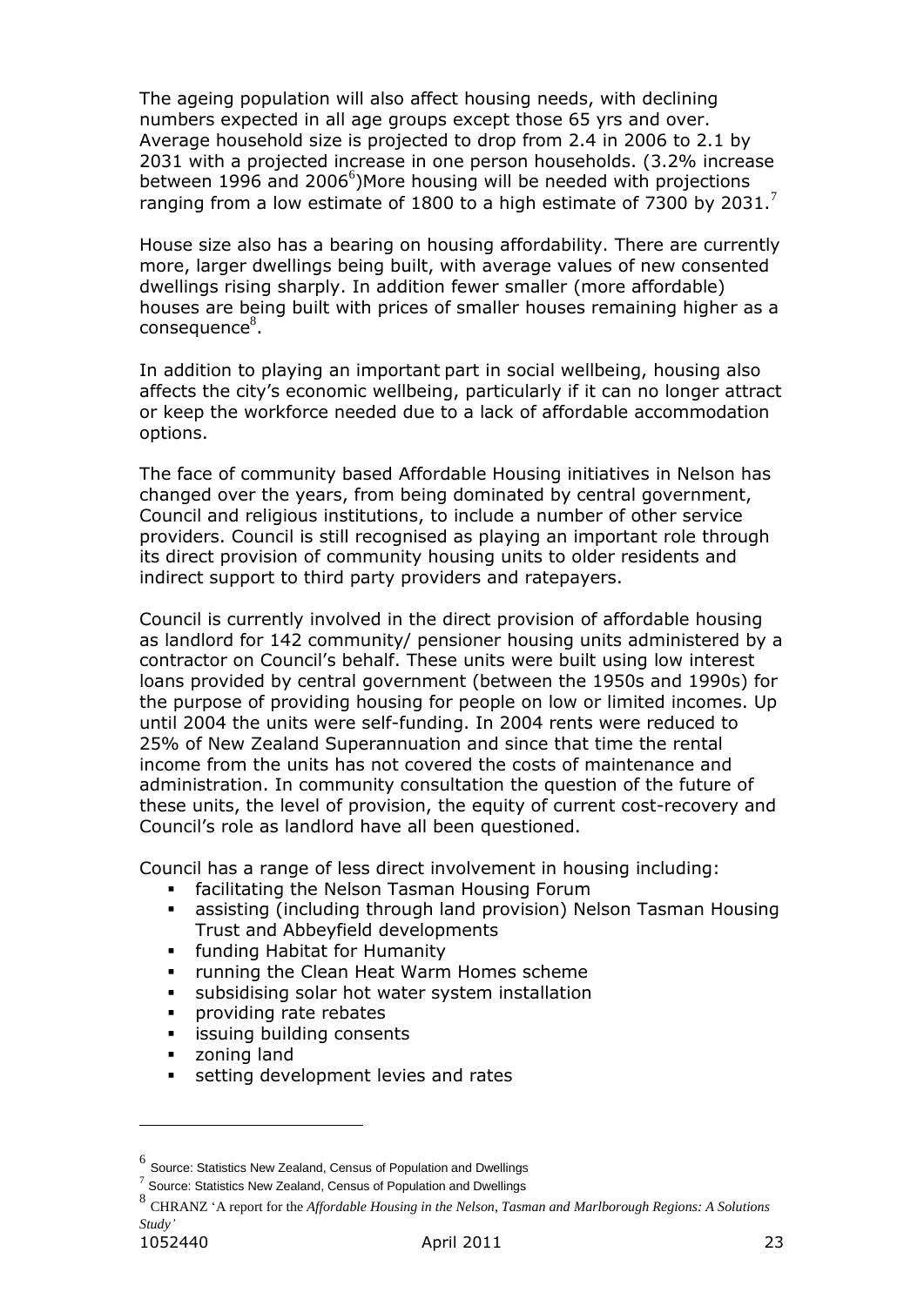The ageing population will also affect housing needs, with declining numbers expected in all age groups except those 65 yrs and over. Average household size is projected to drop from 2.4 in 2006 to 2.1 by 2031 with a projected increase in one person households. (3.2% increase between 1996 and 2006[6])More housing will be needed with projections ranging from a low estimate of 1800 to a high estimate of 7300 by 2031.[7]

House size also has a bearing on housing affordability. There are currently more, larger dwellings being built, with average values of new consented dwellings rising sharply. In addition fewer smaller (more affordable) houses are being built with prices of smaller houses remaining higher as a consequence[8].

In addition to playing an important part in social wellbeing, housing also affects the city's economic wellbeing, particularly if it can no longer attract or keep the workforce needed due to a lack of affordable accommodation options.

The face of community based Affordable Housing initiatives in Nelson has changed over the years, from being dominated by central government, Council and religious institutions, to include a number of other service providers. Council is still recognised as playing an important role through its direct provision of community housing units to older residents and indirect support to third party providers and ratepayers.

Council is currently involved in the direct provision of affordable housing as landlord for 142 community/ pensioner housing units administered by a contractor on Council's behalf. These units were built using low interest loans provided by central government (between the 1950s and 1990s) for the purpose of providing housing for people on low or limited incomes. Up until 2004 the units were self-funding. In 2004 rents were reduced to 25% of New Zealand Superannuation and since that time the rental income from the units has not covered the costs of maintenance and administration. In community consultation the question of the future of these units, the level of provision, the equity of current cost-recovery and Council's role as landlord have all been questioned.

Council has a range of less direct involvement in housing including:

- facilitating the Nelson Tasman Housing Forum
- assisting (including through land provision) Nelson Tasman Housing Trust and Abbeyfield developments
- funding Habitat for Humanity
- running the Clean Heat Warm Homes scheme
- subsidising solar hot water system installation
- providing rate rebates
- issuing building consents
- zoning land
- setting development levies and rates

---

[6] Source: Statistics New Zealand, Census of Population and Dwellings

[7] Source: Statistics New Zealand, Census of Population and Dwellings

[8] CHRANZ 'A report for the *Affordable Housing in the Nelson, Tasman and Marlborough Regions: A Solutions Study'*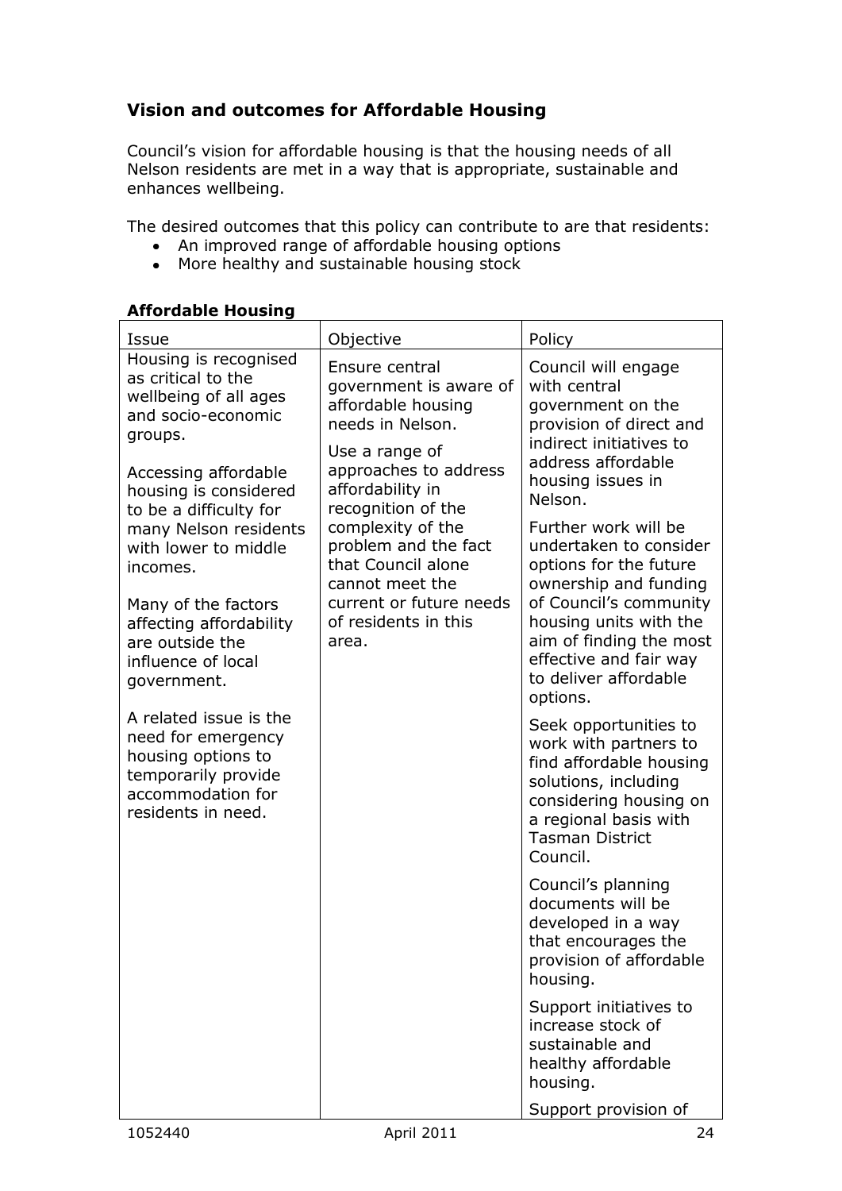## Vision and outcomes for Affordable Housing

Council's vision for affordable housing is that the housing needs of all Nelson residents are met in a way that is appropriate, sustainable and enhances wellbeing.

The desired outcomes that this policy can contribute to are that residents:

- An improved range of affordable housing options
- More healthy and sustainable housing stock

### Affordable Housing

| Issue | Objective | Policy |
|---|---|---|
| Housing is recognised as critical to the wellbeing of all ages and socio-economic groups.<br><br>Accessing affordable housing is considered to be a difficulty for many Nelson residents with lower to middle incomes.<br><br>Many of the factors affecting affordability are outside the influence of local government.<br><br>A related issue is the need for emergency housing options to temporarily provide accommodation for residents in need. | Ensure central government is aware of affordable housing needs in Nelson.<br><br>Use a range of approaches to address affordability in recognition of the complexity of the problem and the fact that Council alone cannot meet the current or future needs of residents in this area. | Council will engage with central government on the provision of direct and indirect initiatives to address affordable housing issues in Nelson.<br><br>Further work will be undertaken to consider options for the future ownership and funding of Council's community housing units with the aim of finding the most effective and fair way to deliver affordable options.<br><br>Seek opportunities to work with partners to find affordable housing solutions, including considering housing on a regional basis with Tasman District Council.<br><br>Council's planning documents will be developed in a way that encourages the provision of affordable housing.<br><br>Support initiatives to increase stock of sustainable and healthy affordable housing.<br><br>Support provision of |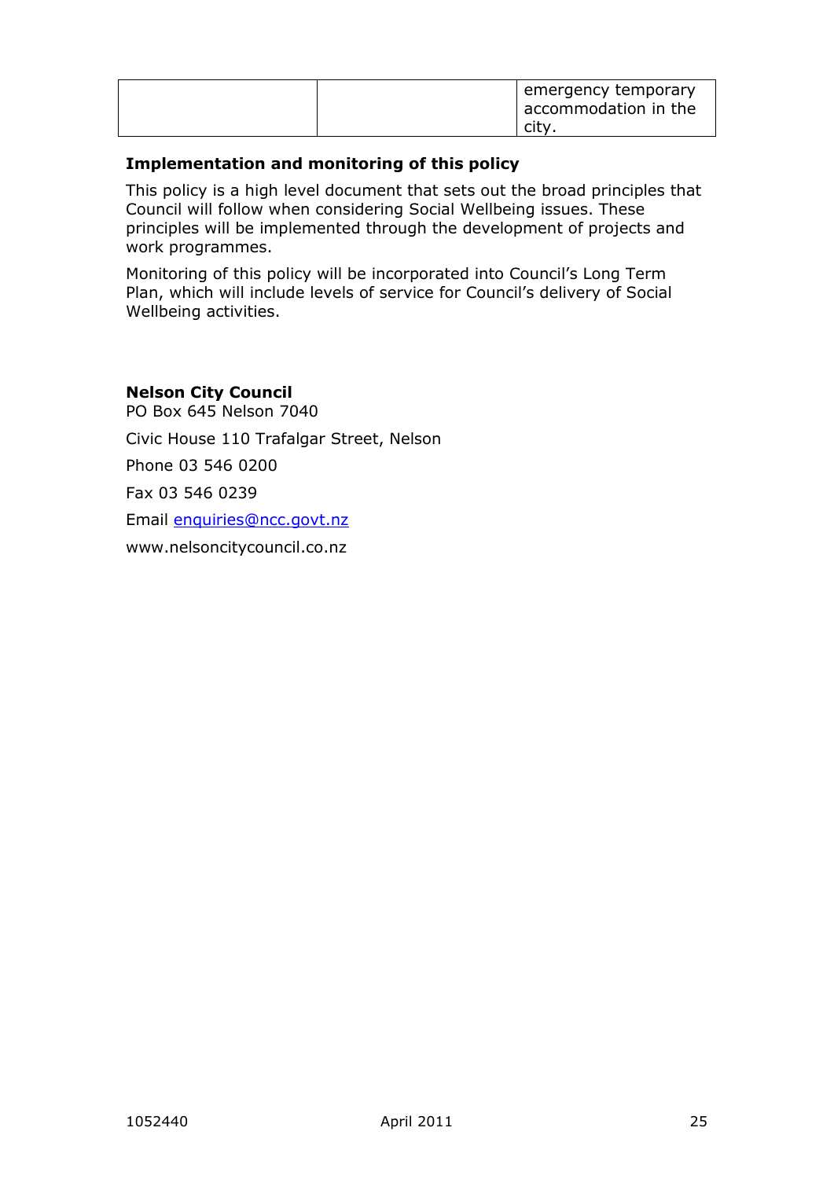| | | |
|---|---|---|
| | | emergency temporary accommodation in the city. |

**Implementation and monitoring of this policy**

This policy is a high level document that sets out the broad principles that Council will follow when considering Social Wellbeing issues. These principles will be implemented through the development of projects and work programmes.

Monitoring of this policy will be incorporated into Council's Long Term Plan, which will include levels of service for Council's delivery of Social Wellbeing activities.

**Nelson City Council**
PO Box 645 Nelson 7040

Civic House 110 Trafalgar Street, Nelson

Phone 03 546 0200

Fax 03 546 0239

Email enquiries@ncc.govt.nz

www.nelsoncitycouncil.co.nz

1052440 April 2011